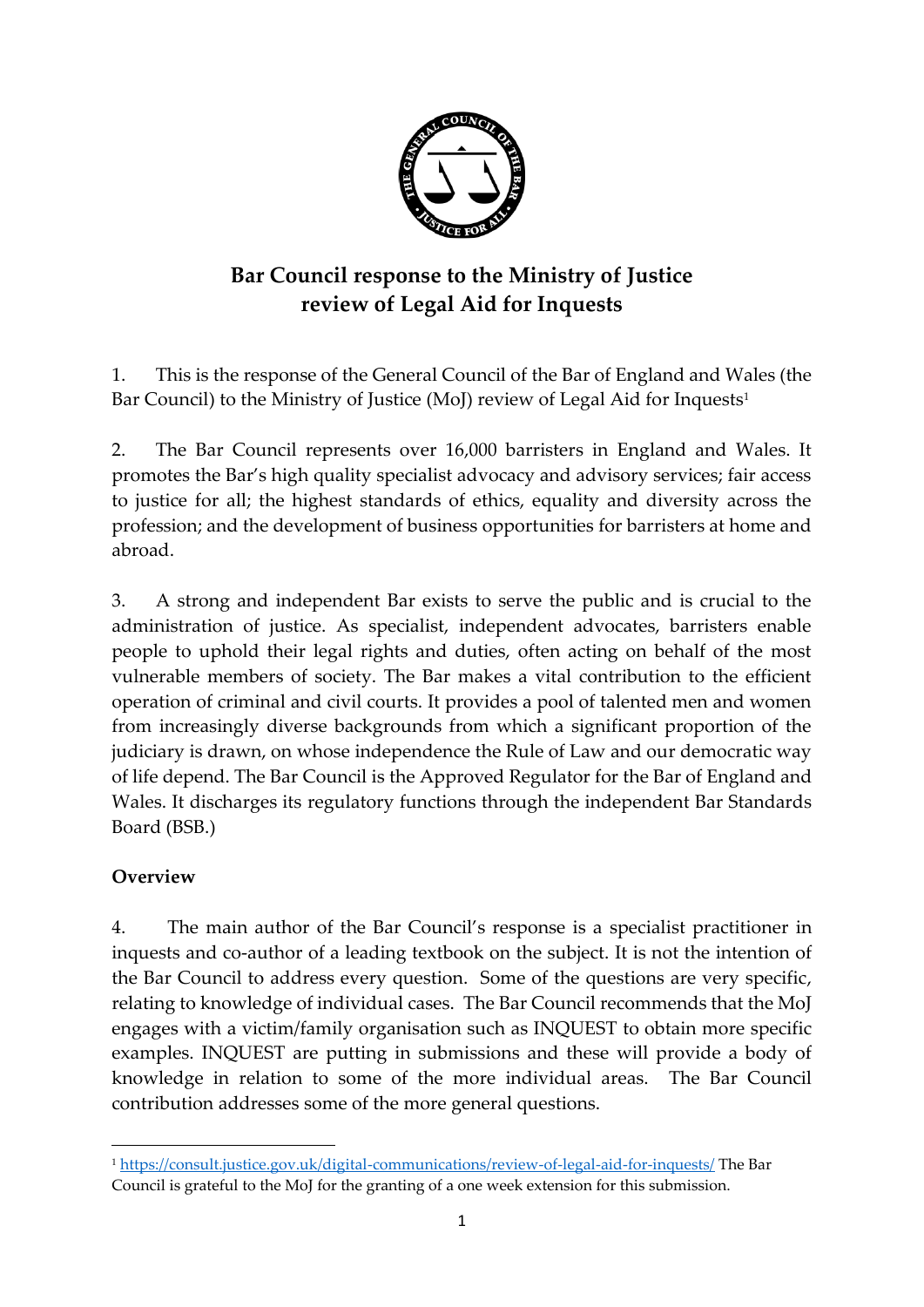# Bar Council response to the Ministry of Justice review of Legal Aid for Inquests

1. This is the response of the General Council of the Bar of England and Wales (the Bar Council) to the Ministry of Justice (MoJ) review of Legal Aid for Inquests[1]

2. The Bar Council represents over 16,000 barristers in England and Wales. It promotes the Bar's high quality specialist advocacy and advisory services; fair access to justice for all; the highest standards of ethics, equality and diversity across the profession; and the development of business opportunities for barristers at home and abroad.

3. A strong and independent Bar exists to serve the public and is crucial to the administration of justice. As specialist, independent advocates, barristers enable people to uphold their legal rights and duties, often acting on behalf of the most vulnerable members of society. The Bar makes a vital contribution to the efficient operation of criminal and civil courts. It provides a pool of talented men and women from increasingly diverse backgrounds from which a significant proportion of the judiciary is drawn, on whose independence the Rule of Law and our democratic way of life depend. The Bar Council is the Approved Regulator for the Bar of England and Wales. It discharges its regulatory functions through the independent Bar Standards Board (BSB.)

## Overview

4. The main author of the Bar Council's response is a specialist practitioner in inquests and co-author of a leading textbook on the subject. It is not the intention of the Bar Council to address every question. Some of the questions are very specific, relating to knowledge of individual cases. The Bar Council recommends that the MoJ engages with a victim/family organisation such as INQUEST to obtain more specific examples. INQUEST are putting in submissions and these will provide a body of knowledge in relation to some of the more individual areas. The Bar Council contribution addresses some of the more general questions.

---

[1] https://consult.justice.gov.uk/digital-communications/review-of-legal-aid-for-inquests/ The Bar Council is grateful to the MoJ for the granting of a one week extension for this submission.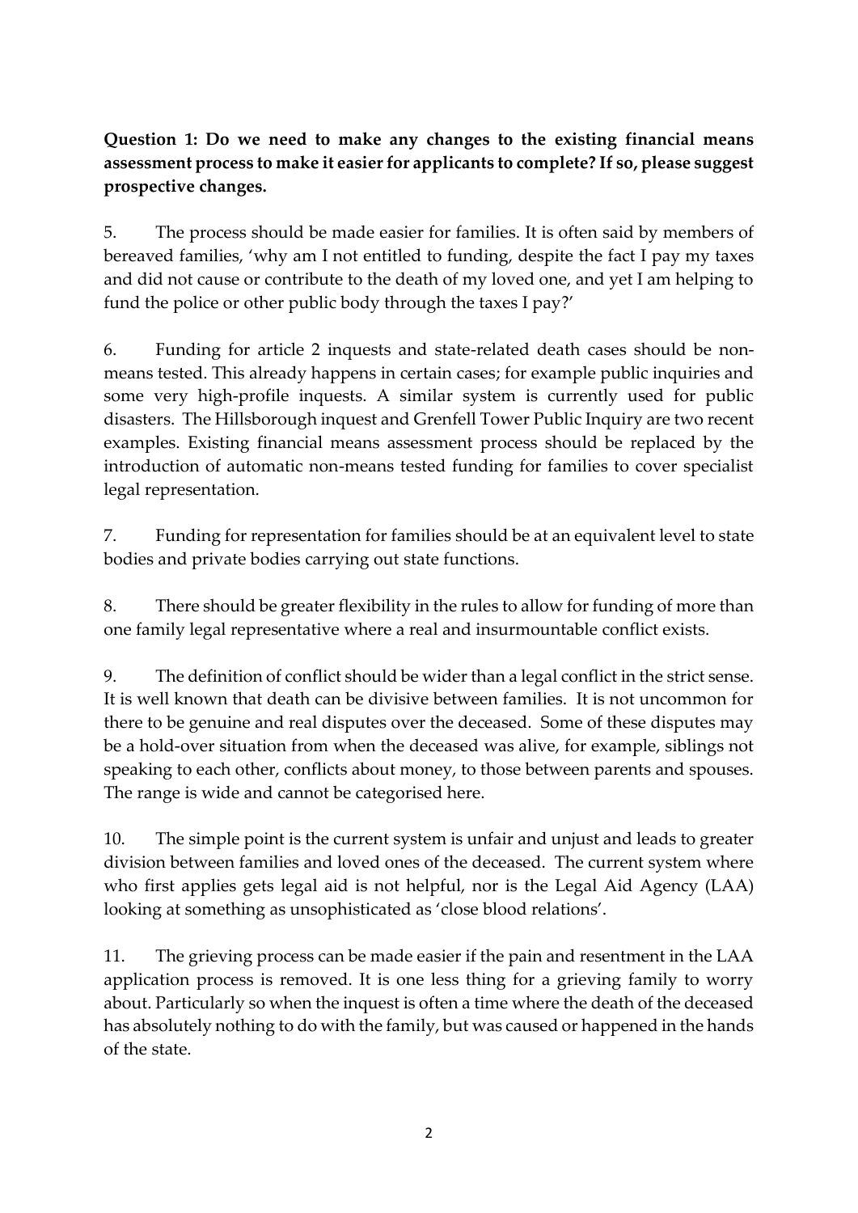**Question 1: Do we need to make any changes to the existing financial means assessment process to make it easier for applicants to complete? If so, please suggest prospective changes.**

5. The process should be made easier for families. It is often said by members of bereaved families, 'why am I not entitled to funding, despite the fact I pay my taxes and did not cause or contribute to the death of my loved one, and yet I am helping to fund the police or other public body through the taxes I pay?'

6. Funding for article 2 inquests and state-related death cases should be non-means tested. This already happens in certain cases; for example public inquiries and some very high-profile inquests. A similar system is currently used for public disasters. The Hillsborough inquest and Grenfell Tower Public Inquiry are two recent examples. Existing financial means assessment process should be replaced by the introduction of automatic non-means tested funding for families to cover specialist legal representation.

7. Funding for representation for families should be at an equivalent level to state bodies and private bodies carrying out state functions.

8. There should be greater flexibility in the rules to allow for funding of more than one family legal representative where a real and insurmountable conflict exists.

9. The definition of conflict should be wider than a legal conflict in the strict sense. It is well known that death can be divisive between families. It is not uncommon for there to be genuine and real disputes over the deceased. Some of these disputes may be a hold-over situation from when the deceased was alive, for example, siblings not speaking to each other, conflicts about money, to those between parents and spouses. The range is wide and cannot be categorised here.

10. The simple point is the current system is unfair and unjust and leads to greater division between families and loved ones of the deceased. The current system where who first applies gets legal aid is not helpful, nor is the Legal Aid Agency (LAA) looking at something as unsophisticated as 'close blood relations'.

11. The grieving process can be made easier if the pain and resentment in the LAA application process is removed. It is one less thing for a grieving family to worry about. Particularly so when the inquest is often a time where the death of the deceased has absolutely nothing to do with the family, but was caused or happened in the hands of the state.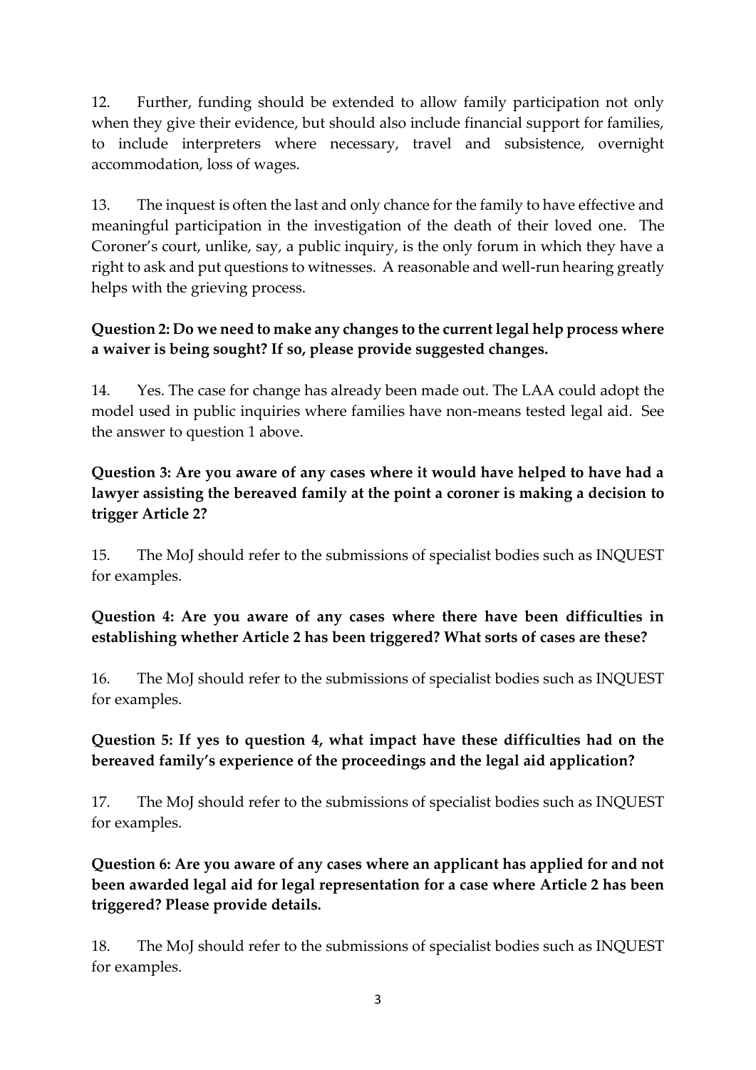12. Further, funding should be extended to allow family participation not only when they give their evidence, but should also include financial support for families, to include interpreters where necessary, travel and subsistence, overnight accommodation, loss of wages.

13. The inquest is often the last and only chance for the family to have effective and meaningful participation in the investigation of the death of their loved one. The Coroner's court, unlike, say, a public inquiry, is the only forum in which they have a right to ask and put questions to witnesses. A reasonable and well-run hearing greatly helps with the grieving process.

**Question 2: Do we need to make any changes to the current legal help process where a waiver is being sought? If so, please provide suggested changes.**

14. Yes. The case for change has already been made out. The LAA could adopt the model used in public inquiries where families have non-means tested legal aid. See the answer to question 1 above.

**Question 3: Are you aware of any cases where it would have helped to have had a lawyer assisting the bereaved family at the point a coroner is making a decision to trigger Article 2?**

15. The MoJ should refer to the submissions of specialist bodies such as INQUEST for examples.

**Question 4: Are you aware of any cases where there have been difficulties in establishing whether Article 2 has been triggered? What sorts of cases are these?**

16. The MoJ should refer to the submissions of specialist bodies such as INQUEST for examples.

**Question 5: If yes to question 4, what impact have these difficulties had on the bereaved family's experience of the proceedings and the legal aid application?**

17. The MoJ should refer to the submissions of specialist bodies such as INQUEST for examples.

**Question 6: Are you aware of any cases where an applicant has applied for and not been awarded legal aid for legal representation for a case where Article 2 has been triggered? Please provide details.**

18. The MoJ should refer to the submissions of specialist bodies such as INQUEST for examples.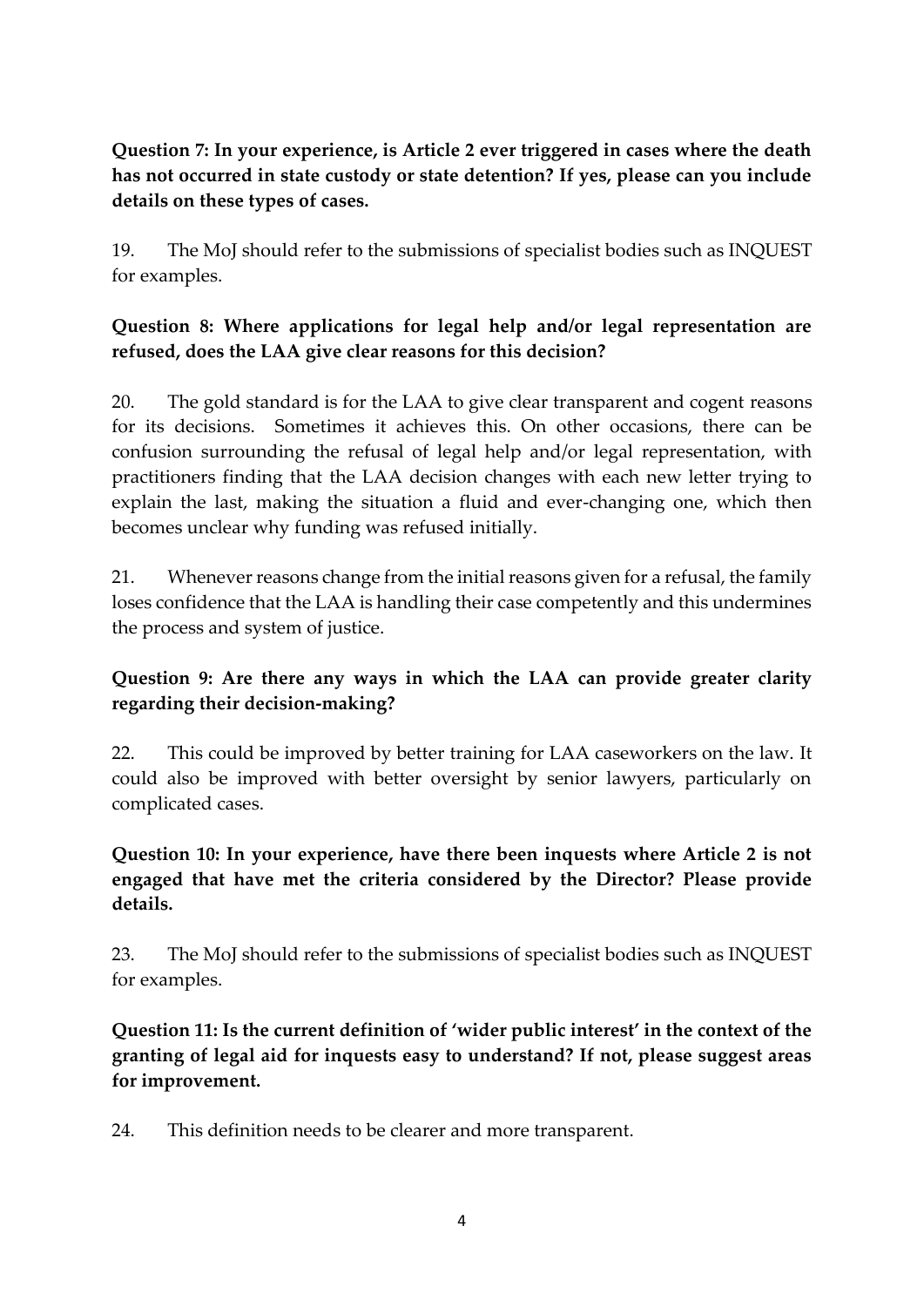**Question 7: In your experience, is Article 2 ever triggered in cases where the death has not occurred in state custody or state detention? If yes, please can you include details on these types of cases.**

19. The MoJ should refer to the submissions of specialist bodies such as INQUEST for examples.

**Question 8: Where applications for legal help and/or legal representation are refused, does the LAA give clear reasons for this decision?**

20. The gold standard is for the LAA to give clear transparent and cogent reasons for its decisions. Sometimes it achieves this. On other occasions, there can be confusion surrounding the refusal of legal help and/or legal representation, with practitioners finding that the LAA decision changes with each new letter trying to explain the last, making the situation a fluid and ever-changing one, which then becomes unclear why funding was refused initially.

21. Whenever reasons change from the initial reasons given for a refusal, the family loses confidence that the LAA is handling their case competently and this undermines the process and system of justice.

**Question 9: Are there any ways in which the LAA can provide greater clarity regarding their decision-making?**

22. This could be improved by better training for LAA caseworkers on the law. It could also be improved with better oversight by senior lawyers, particularly on complicated cases.

**Question 10: In your experience, have there been inquests where Article 2 is not engaged that have met the criteria considered by the Director? Please provide details.**

23. The MoJ should refer to the submissions of specialist bodies such as INQUEST for examples.

**Question 11: Is the current definition of 'wider public interest' in the context of the granting of legal aid for inquests easy to understand? If not, please suggest areas for improvement.**

24. This definition needs to be clearer and more transparent.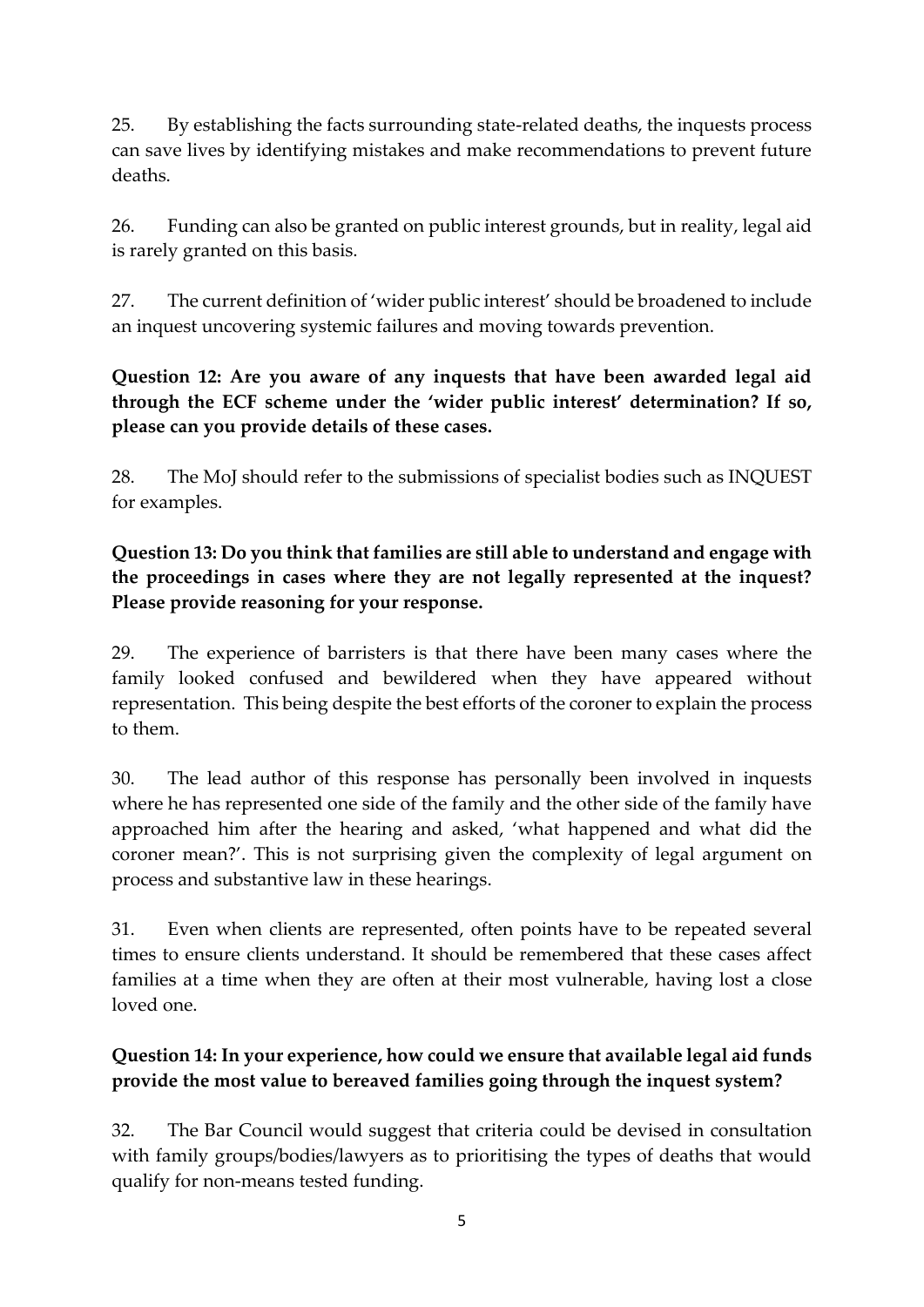25. By establishing the facts surrounding state-related deaths, the inquests process can save lives by identifying mistakes and make recommendations to prevent future deaths.

26. Funding can also be granted on public interest grounds, but in reality, legal aid is rarely granted on this basis.

27. The current definition of 'wider public interest' should be broadened to include an inquest uncovering systemic failures and moving towards prevention.

**Question 12: Are you aware of any inquests that have been awarded legal aid through the ECF scheme under the 'wider public interest' determination? If so, please can you provide details of these cases.**

28. The MoJ should refer to the submissions of specialist bodies such as INQUEST for examples.

**Question 13: Do you think that families are still able to understand and engage with the proceedings in cases where they are not legally represented at the inquest? Please provide reasoning for your response.**

29. The experience of barristers is that there have been many cases where the family looked confused and bewildered when they have appeared without representation. This being despite the best efforts of the coroner to explain the process to them.

30. The lead author of this response has personally been involved in inquests where he has represented one side of the family and the other side of the family have approached him after the hearing and asked, 'what happened and what did the coroner mean?'. This is not surprising given the complexity of legal argument on process and substantive law in these hearings.

31. Even when clients are represented, often points have to be repeated several times to ensure clients understand. It should be remembered that these cases affect families at a time when they are often at their most vulnerable, having lost a close loved one.

**Question 14: In your experience, how could we ensure that available legal aid funds provide the most value to bereaved families going through the inquest system?**

32. The Bar Council would suggest that criteria could be devised in consultation with family groups/bodies/lawyers as to prioritising the types of deaths that would qualify for non-means tested funding.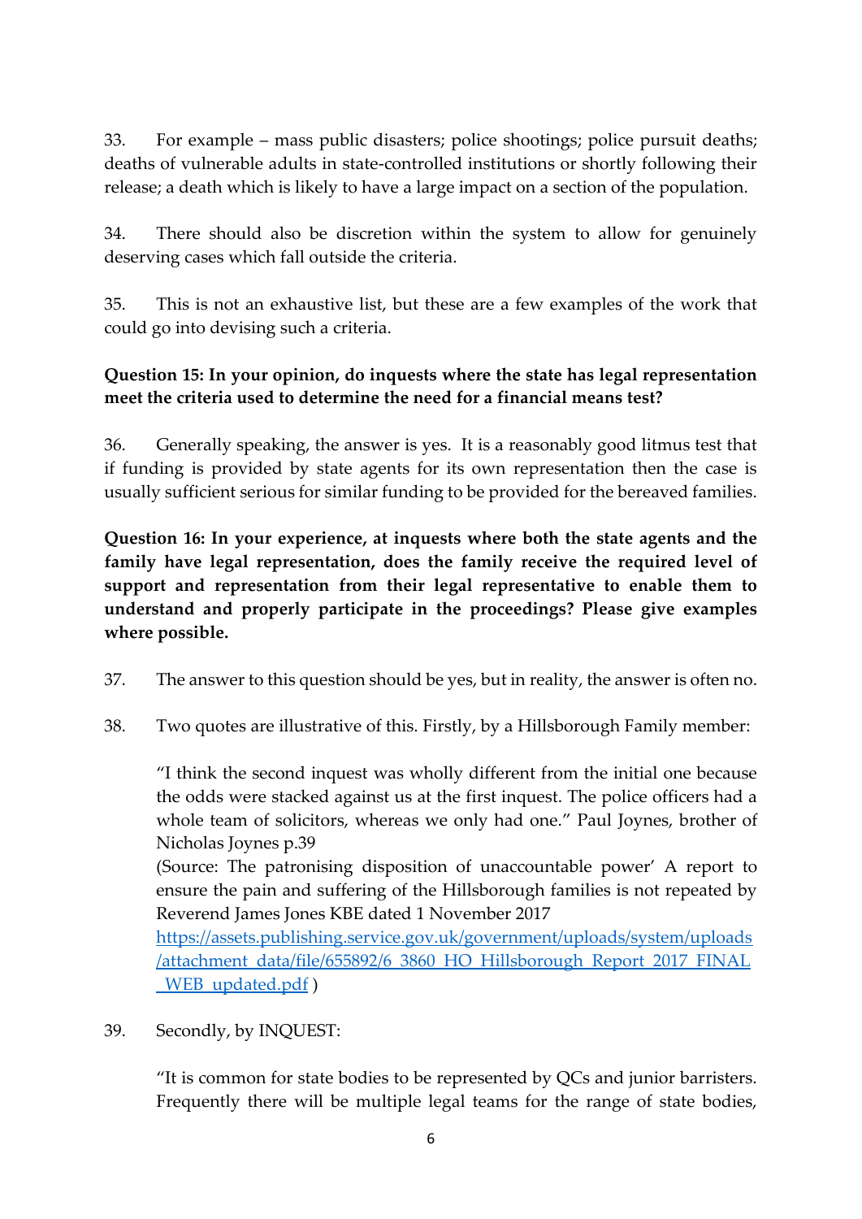33. For example – mass public disasters; police shootings; police pursuit deaths; deaths of vulnerable adults in state-controlled institutions or shortly following their release; a death which is likely to have a large impact on a section of the population.

34. There should also be discretion within the system to allow for genuinely deserving cases which fall outside the criteria.

35. This is not an exhaustive list, but these are a few examples of the work that could go into devising such a criteria.

**Question 15: In your opinion, do inquests where the state has legal representation meet the criteria used to determine the need for a financial means test?**

36. Generally speaking, the answer is yes. It is a reasonably good litmus test that if funding is provided by state agents for its own representation then the case is usually sufficient serious for similar funding to be provided for the bereaved families.

**Question 16: In your experience, at inquests where both the state agents and the family have legal representation, does the family receive the required level of support and representation from their legal representative to enable them to understand and properly participate in the proceedings? Please give examples where possible.**

37. The answer to this question should be yes, but in reality, the answer is often no.

38. Two quotes are illustrative of this. Firstly, by a Hillsborough Family member:

> "I think the second inquest was wholly different from the initial one because the odds were stacked against us at the first inquest. The police officers had a whole team of solicitors, whereas we only had one." Paul Joynes, brother of Nicholas Joynes p.39
> (Source: The patronising disposition of unaccountable power' A report to ensure the pain and suffering of the Hillsborough families is not repeated by Reverend James Jones KBE dated 1 November 2017 [https://assets.publishing.service.gov.uk/government/uploads/system/uploads/attachment_data/file/655892/6_3860_HO_Hillsborough_Report_2017_FINAL_WEB_updated.pdf](https://assets.publishing.service.gov.uk/government/uploads/system/uploads/attachment_data/file/655892/6_3860_HO_Hillsborough_Report_2017_FINAL_WEB_updated.pdf) )

39. Secondly, by INQUEST:

> "It is common for state bodies to be represented by QCs and junior barristers. Frequently there will be multiple legal teams for the range of state bodies,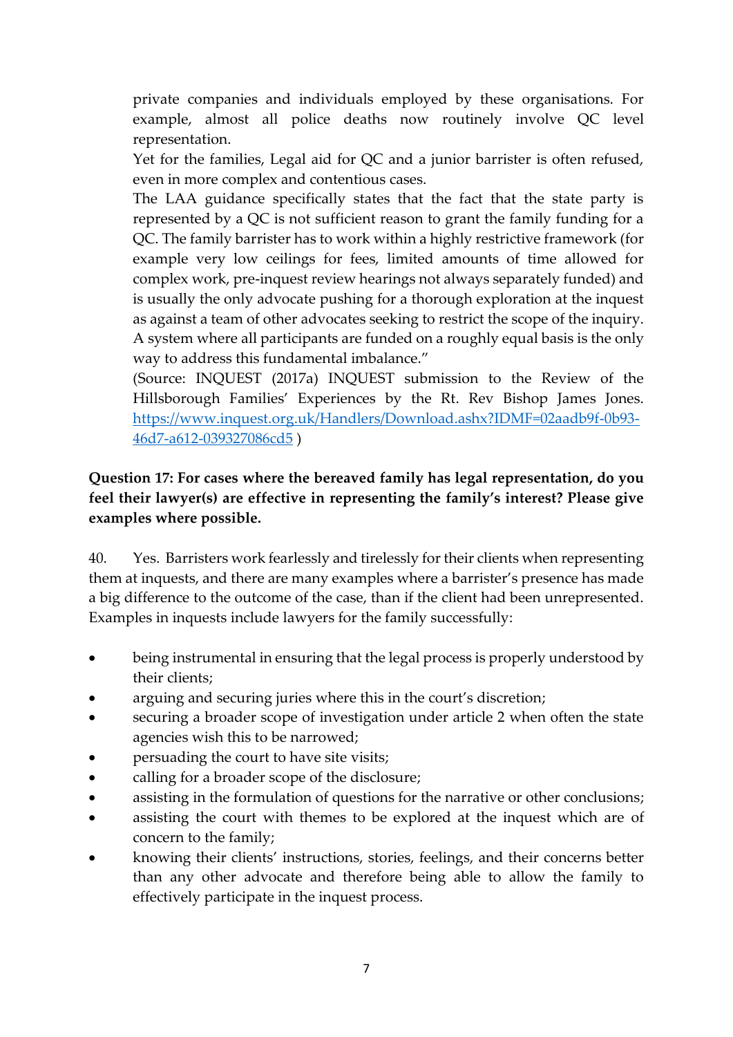private companies and individuals employed by these organisations. For example, almost all police deaths now routinely involve QC level representation.

Yet for the families, Legal aid for QC and a junior barrister is often refused, even in more complex and contentious cases.

The LAA guidance specifically states that the fact that the state party is represented by a QC is not sufficient reason to grant the family funding for a QC. The family barrister has to work within a highly restrictive framework (for example very low ceilings for fees, limited amounts of time allowed for complex work, pre-inquest review hearings not always separately funded) and is usually the only advocate pushing for a thorough exploration at the inquest as against a team of other advocates seeking to restrict the scope of the inquiry. A system where all participants are funded on a roughly equal basis is the only way to address this fundamental imbalance."

(Source: INQUEST (2017a) INQUEST submission to the Review of the Hillsborough Families' Experiences by the Rt. Rev Bishop James Jones. [https://www.inquest.org.uk/Handlers/Download.ashx?IDMF=02aadb9f-0b93-46d7-a612-039327086cd5](https://www.inquest.org.uk/Handlers/Download.ashx?IDMF=02aadb9f-0b93-46d7-a612-039327086cd5) )

**Question 17: For cases where the bereaved family has legal representation, do you feel their lawyer(s) are effective in representing the family's interest? Please give examples where possible.**

40. Yes. Barristers work fearlessly and tirelessly for their clients when representing them at inquests, and there are many examples where a barrister's presence has made a big difference to the outcome of the case, than if the client had been unrepresented. Examples in inquests include lawyers for the family successfully:

- being instrumental in ensuring that the legal process is properly understood by their clients;
- arguing and securing juries where this in the court's discretion;
- securing a broader scope of investigation under article 2 when often the state agencies wish this to be narrowed;
- persuading the court to have site visits;
- calling for a broader scope of the disclosure;
- assisting in the formulation of questions for the narrative or other conclusions;
- assisting the court with themes to be explored at the inquest which are of concern to the family;
- knowing their clients' instructions, stories, feelings, and their concerns better than any other advocate and therefore being able to allow the family to effectively participate in the inquest process.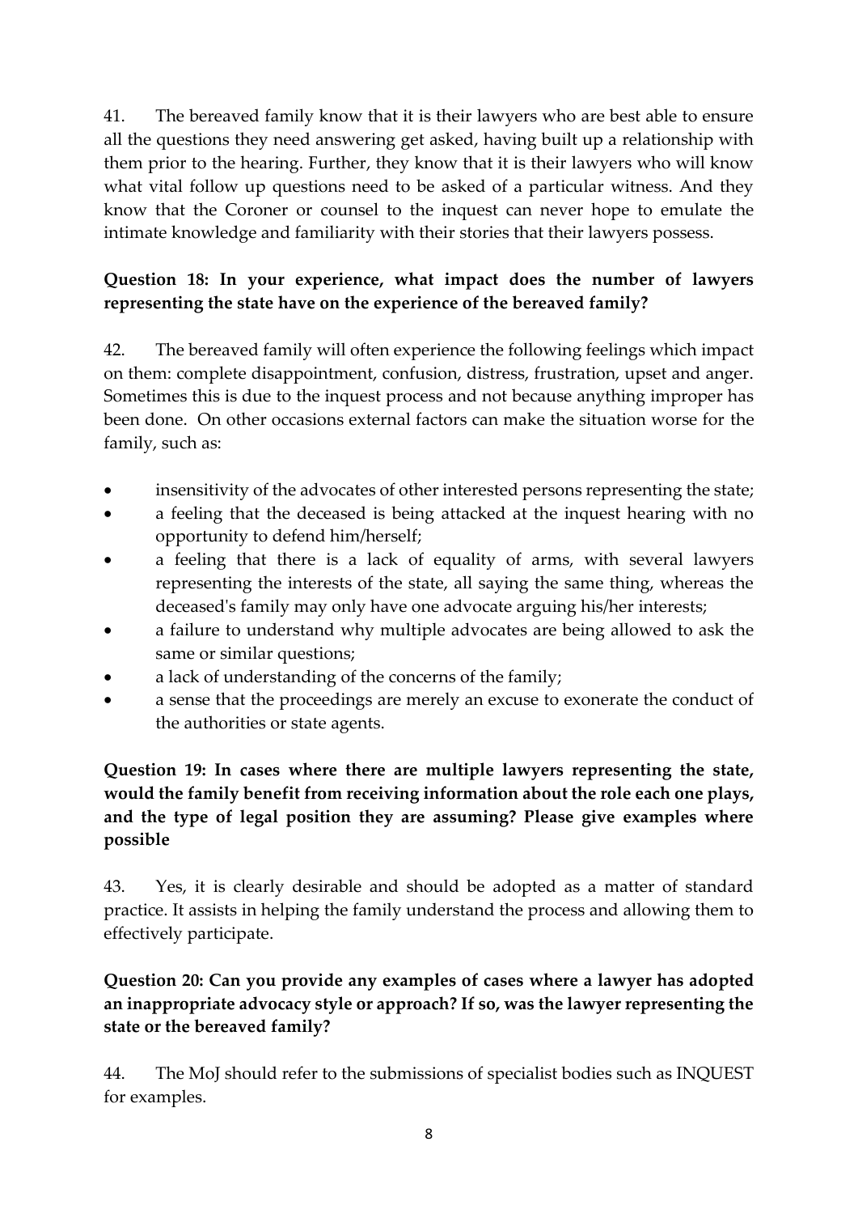41. The bereaved family know that it is their lawyers who are best able to ensure all the questions they need answering get asked, having built up a relationship with them prior to the hearing. Further, they know that it is their lawyers who will know what vital follow up questions need to be asked of a particular witness. And they know that the Coroner or counsel to the inquest can never hope to emulate the intimate knowledge and familiarity with their stories that their lawyers possess.

**Question 18: In your experience, what impact does the number of lawyers representing the state have on the experience of the bereaved family?**

42. The bereaved family will often experience the following feelings which impact on them: complete disappointment, confusion, distress, frustration, upset and anger. Sometimes this is due to the inquest process and not because anything improper has been done. On other occasions external factors can make the situation worse for the family, such as:

- insensitivity of the advocates of other interested persons representing the state;
- a feeling that the deceased is being attacked at the inquest hearing with no opportunity to defend him/herself;
- a feeling that there is a lack of equality of arms, with several lawyers representing the interests of the state, all saying the same thing, whereas the deceased's family may only have one advocate arguing his/her interests;
- a failure to understand why multiple advocates are being allowed to ask the same or similar questions;
- a lack of understanding of the concerns of the family;
- a sense that the proceedings are merely an excuse to exonerate the conduct of the authorities or state agents.

**Question 19: In cases where there are multiple lawyers representing the state, would the family benefit from receiving information about the role each one plays, and the type of legal position they are assuming? Please give examples where possible**

43. Yes, it is clearly desirable and should be adopted as a matter of standard practice. It assists in helping the family understand the process and allowing them to effectively participate.

**Question 20: Can you provide any examples of cases where a lawyer has adopted an inappropriate advocacy style or approach? If so, was the lawyer representing the state or the bereaved family?**

44. The MoJ should refer to the submissions of specialist bodies such as INQUEST for examples.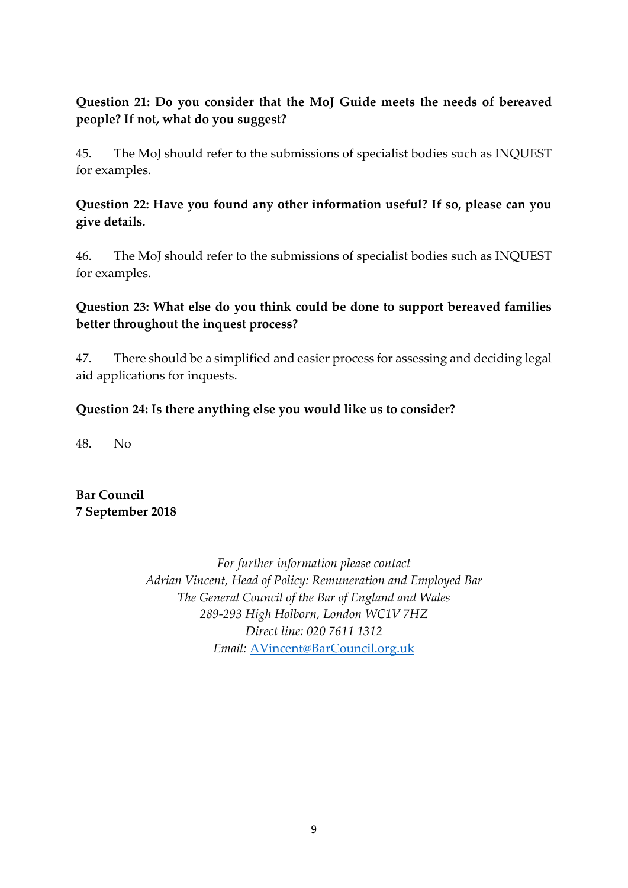**Question 21: Do you consider that the MoJ Guide meets the needs of bereaved people? If not, what do you suggest?**

45. The MoJ should refer to the submissions of specialist bodies such as INQUEST for examples.

**Question 22: Have you found any other information useful? If so, please can you give details.**

46. The MoJ should refer to the submissions of specialist bodies such as INQUEST for examples.

**Question 23: What else do you think could be done to support bereaved families better throughout the inquest process?**

47. There should be a simplified and easier process for assessing and deciding legal aid applications for inquests.

**Question 24: Is there anything else you would like us to consider?**

48. No

**Bar Council**
**7 September 2018**

*For further information please contact*
*Adrian Vincent, Head of Policy: Remuneration and Employed Bar*
*The General Council of the Bar of England and Wales*
*289-293 High Holborn, London WC1V 7HZ*
*Direct line: 020 7611 1312*
*Email:* [AVincent@BarCouncil.org.uk](mailto:AVincent@BarCouncil.org.uk)